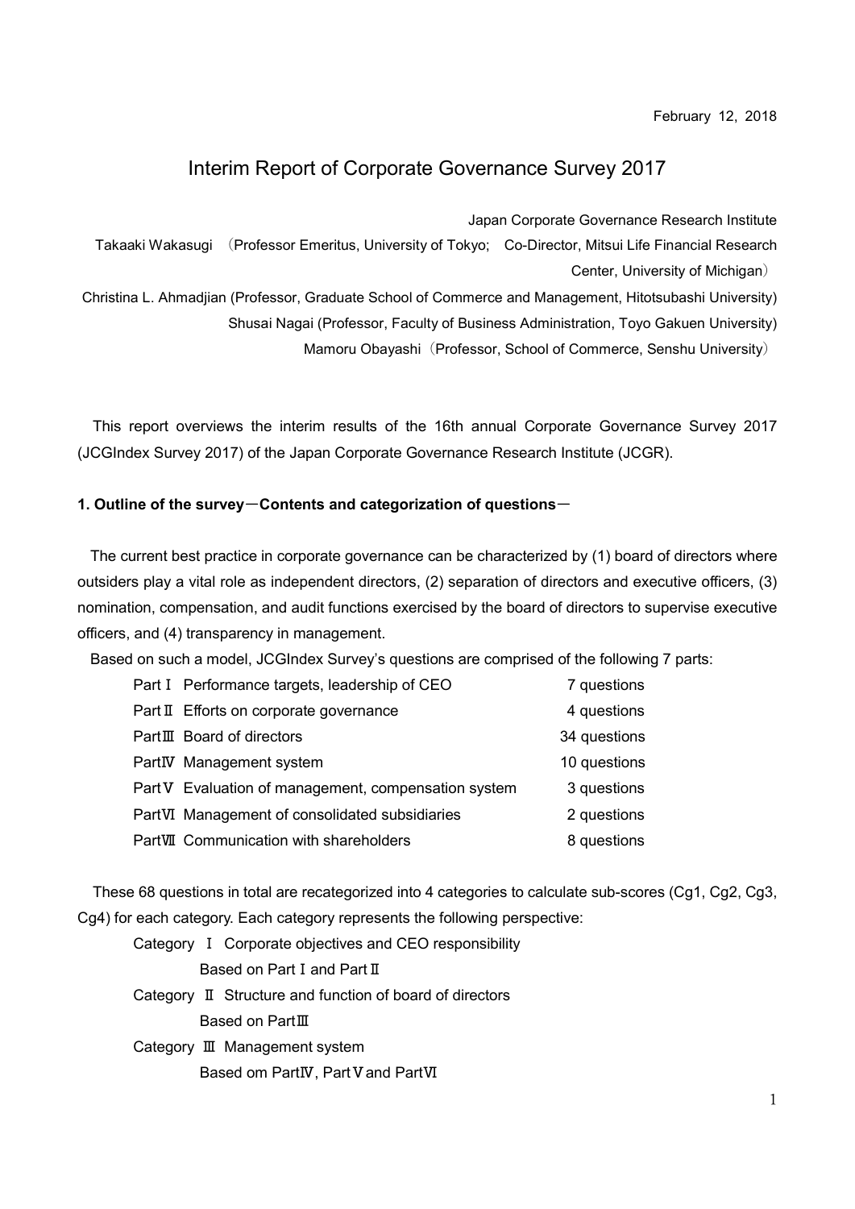February 12, 2018

# Interim Report of Corporate Governance Survey 2017

Japan Corporate Governance Research Institute

Takaaki Wakasugi （Professor Emeritus, University of Tokyo; Co-Director, Mitsui Life Financial Research Center, University of Michigan）

Christina L. Ahmadjian (Professor, Graduate School of Commerce and Management, Hitotsubashi University)

Shusai Nagai (Professor, Faculty of Business Administration, Toyo Gakuen University)

Mamoru Obayashi（Professor, School of Commerce, Senshu University）

This report overviews the interim results of the 16th annual Corporate Governance Survey 2017 (JCGIndex Survey 2017) of the Japan Corporate Governance Research Institute (JCGR).

## 1. Outline of the survey－Contents and categorization of questions－

The current best practice in corporate governance can be characterized by (1) board of directors where outsiders play a vital role as independent directors, (2) separation of directors and executive officers, (3) nomination, compensation, and audit functions exercised by the board of directors to supervise executive officers, and (4) transparency in management.

Based on such a model, JCGIndex Survey's questions are comprised of the following 7 parts:

| | | |
|---|---|---|
| PartⅠ | Performance targets, leadership of CEO | 7 questions |
| PartⅡ | Efforts on corporate governance | 4 questions |
| PartⅢ | Board of directors | 34 questions |
| PartⅣ | Management system | 10 questions |
| PartⅤ | Evaluation of management, compensation system | 3 questions |
| PartⅥ | Management of consolidated subsidiaries | 2 questions |
| PartⅦ | Communication with shareholders | 8 questions |

These 68 questions in total are recategorized into 4 categories to calculate sub-scores (Cg1, Cg2, Cg3, Cg4) for each category. Each category represents the following perspective:

Category Ⅰ Corporate objectives and CEO responsibility
Based on PartⅠand PartⅡ

Category Ⅱ Structure and function of board of directors
Based on PartⅢ

Category Ⅲ Management system
Based om PartⅣ, PartⅤand PartⅥ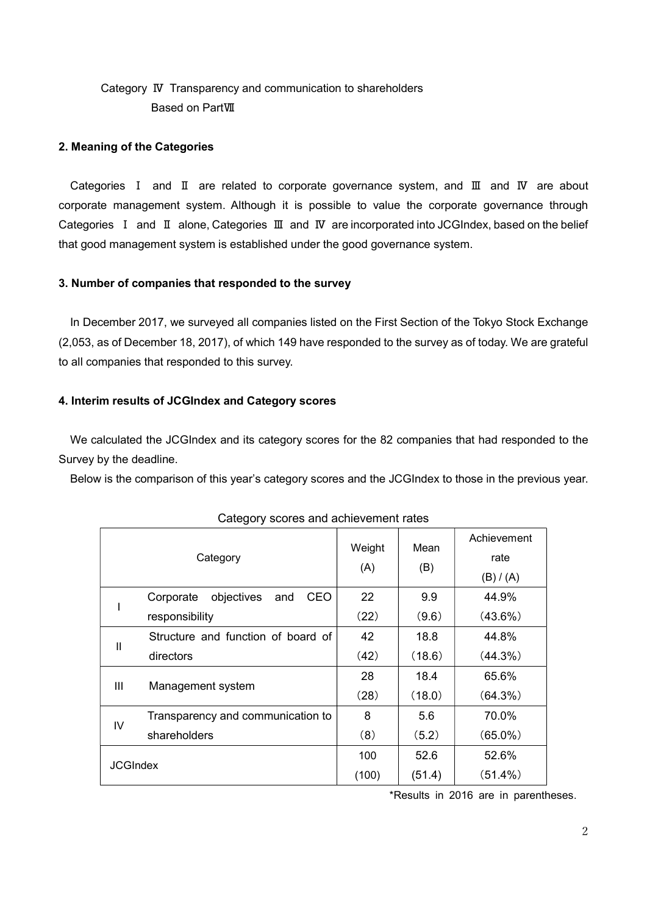Category Ⅳ Transparency and communication to shareholders
Based on PartⅦ

### 2. Meaning of the Categories

Categories Ⅰ and Ⅱ are related to corporate governance system, and Ⅲ and Ⅳ are about corporate management system. Although it is possible to value the corporate governance through Categories Ⅰ and Ⅱ alone, Categories Ⅲ and Ⅳ are incorporated into JCGIndex, based on the belief that good management system is established under the good governance system.

### 3. Number of companies that responded to the survey

In December 2017, we surveyed all companies listed on the First Section of the Tokyo Stock Exchange (2,053, as of December 18, 2017), of which 149 have responded to the survey as of today. We are grateful to all companies that responded to this survey.

### 4. Interim results of JCGIndex and Category scores

We calculated the JCGIndex and its category scores for the 82 companies that had responded to the Survey by the deadline.

Below is the comparison of this year's category scores and the JCGIndex to those in the previous year.

Category scores and achievement rates

| Category | | Weight (A) | Mean (B) | Achievement rate (B) / (A) |
|---|---|---|---|---|
| I | Corporate objectives and CEO responsibility | 22<br>(22) | 9.9<br>(9.6) | 44.9%<br>(43.6%) |
| II | Structure and function of board of directors | 42<br>(42) | 18.8<br>(18.6) | 44.8%<br>(44.3%) |
| III | Management system | 28<br>(28) | 18.4<br>(18.0) | 65.6%<br>(64.3%) |
| IV | Transparency and communication to shareholders | 8<br>(8) | 5.6<br>(5.2) | 70.0%<br>(65.0%) |
| JCGIndex | | 100<br>(100) | 52.6<br>(51.4) | 52.6%<br>(51.4%) |

*Results in 2016 are in parentheses.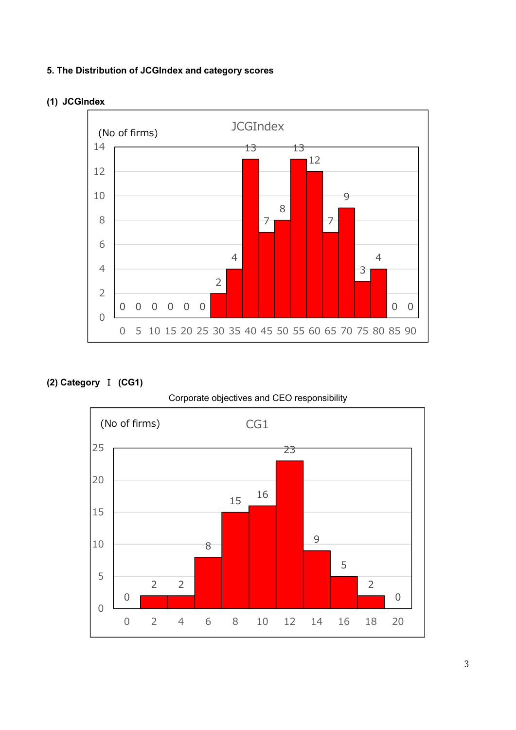### 5. The Distribution of JCGIndex and category scores

#### (1) JCGIndex

JCGIndex

(No of firms)

| Score | 0 | 5 | 10 | 15 | 20 | 25 | 30 | 35 | 40 | 45 | 50 | 55 | 60 | 65 | 70 | 75 | 80 | 85 | 90 |
|---|---|---|---|---|---|---|---|---|---|---|---|---|---|---|---|---|---|---|---|
| No of firms | 0 | 0 | 0 | 0 | 0 | 0 | 2 | 4 | 13 | 7 | 8 | 13 | 12 | 7 | 9 | 3 | 4 | 0 | 0 |

#### (2) Category Ⅰ (CG1)

Corporate objectives and CEO responsibility

CG1

(No of firms)

| Score | 0 | 2 | 4 | 6 | 8 | 10 | 12 | 14 | 16 | 18 | 20 |
|---|---|---|---|---|---|---|---|---|---|---|---|
| No of firms | 0 | 2 | 2 | 8 | 15 | 16 | 23 | 9 | 5 | 2 | 0 |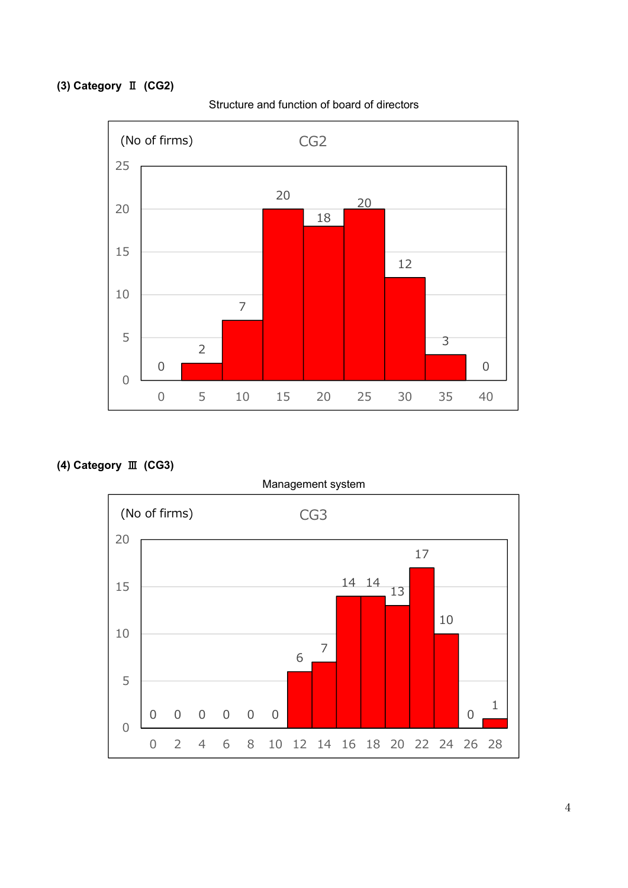**(3) Category Ⅱ (CG2)**

Structure and function of board of directors

CG2

(No of firms)

| Score | 0 | 5 | 10 | 15 | 20 | 25 | 30 | 35 | 40 |
|---|---|---|---|---|---|---|---|---|---|
| No of firms | 0 | 2 | 7 | 20 | 18 | 20 | 12 | 3 | 0 |

**(4) Category Ⅲ (CG3)**

Management system

CG3

(No of firms)

| Score | 0 | 2 | 4 | 6 | 8 | 10 | 12 | 14 | 16 | 18 | 20 | 22 | 24 | 26 | 28 |
|---|---|---|---|---|---|---|---|---|---|---|---|---|---|---|---|
| No of firms | 0 | 0 | 0 | 0 | 0 | 0 | 6 | 7 | 14 | 14 | 13 | 17 | 10 | 0 | 1 |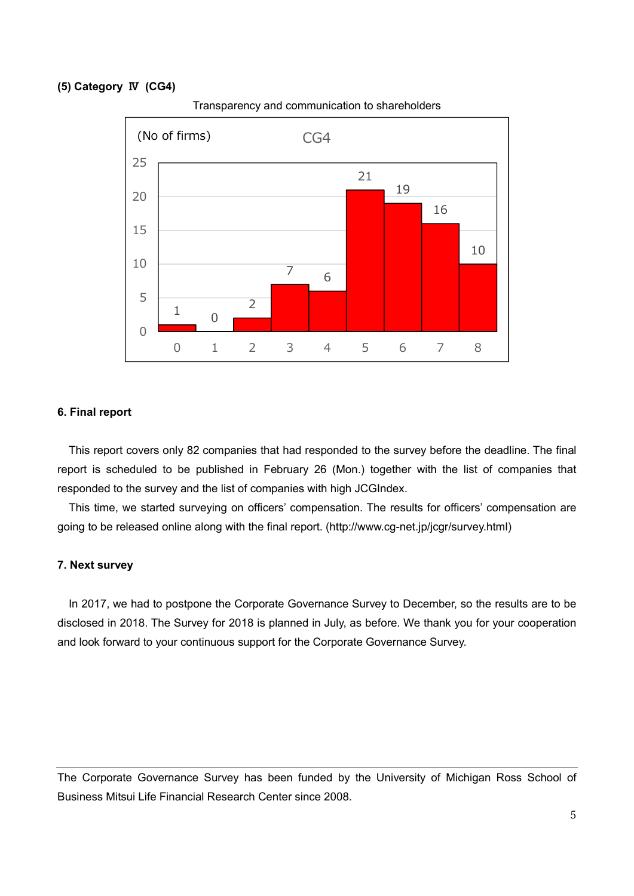**(5) Category Ⅳ (CG4)**

Transparency and communication to shareholders

(No of firms)

CG4

25
20
15
10
5
0

1 0 2 7 6 21 19 16 10

0 1 2 3 4 5 6 7 8

### 6. Final report

This report covers only 82 companies that had responded to the survey before the deadline. The final report is scheduled to be published in February 26 (Mon.) together with the list of companies that responded to the survey and the list of companies with high JCGIndex.

This time, we started surveying on officers' compensation. The results for officers' compensation are going to be released online along with the final report. (http://www.cg-net.jp/jcgr/survey.html)

### 7. Next survey

In 2017, we had to postpone the Corporate Governance Survey to December, so the results are to be disclosed in 2018. The Survey for 2018 is planned in July, as before. We thank you for your cooperation and look forward to your continuous support for the Corporate Governance Survey.

---

The Corporate Governance Survey has been funded by the University of Michigan Ross School of Business Mitsui Life Financial Research Center since 2008.